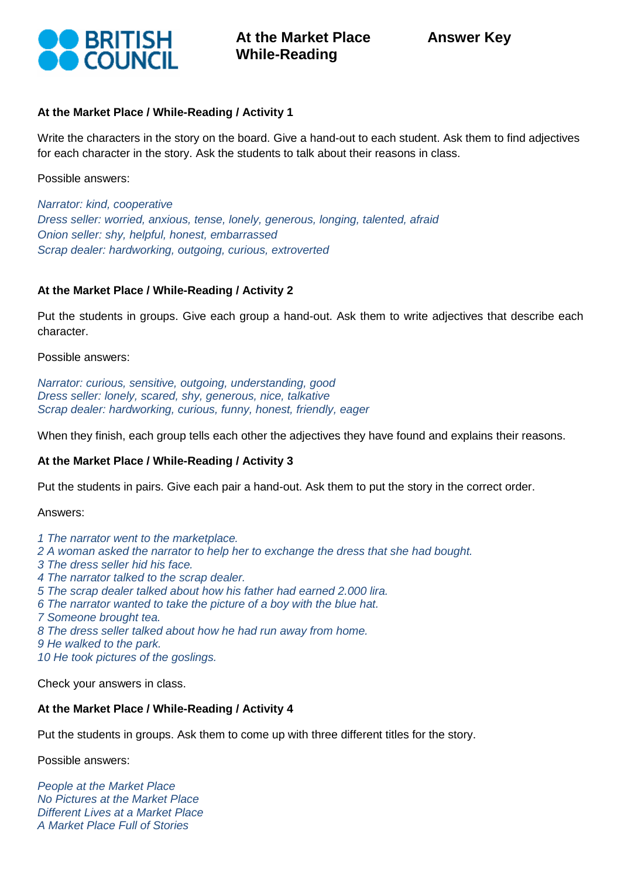BRITISH COUNCIL

# At the Market Place While-Reading

**Answer Key**

### At the Market Place / While-Reading / Activity 1

Write the characters in the story on the board. Give a hand-out to each student. Ask them to find adjectives for each character in the story. Ask the students to talk about their reasons in class.

Possible answers:

*Narrator: kind, cooperative*
*Dress seller: worried, anxious, tense, lonely, generous, longing, talented, afraid*
*Onion seller: shy, helpful, honest, embarrassed*
*Scrap dealer: hardworking, outgoing, curious, extroverted*

### At the Market Place / While-Reading / Activity 2

Put the students in groups. Give each group a hand-out. Ask them to write adjectives that describe each character.

Possible answers:

*Narrator: curious, sensitive, outgoing, understanding, good*
*Dress seller: lonely, scared, shy, generous, nice, talkative*
*Scrap dealer: hardworking, curious, funny, honest, friendly, eager*

When they finish, each group tells each other the adjectives they have found and explains their reasons.

### At the Market Place / While-Reading / Activity 3

Put the students in pairs. Give each pair a hand-out. Ask them to put the story in the correct order.

Answers:

*1 The narrator went to the marketplace.*
*2 A woman asked the narrator to help her to exchange the dress that she had bought.*
*3 The dress seller hid his face.*
*4 The narrator talked to the scrap dealer.*
*5 The scrap dealer talked about how his father had earned 2.000 lira.*
*6 The narrator wanted to take the picture of a boy with the blue hat.*
*7 Someone brought tea.*
*8 The dress seller talked about how he had run away from home.*
*9 He walked to the park.*
*10 He took pictures of the goslings.*

Check your answers in class.

### At the Market Place / While-Reading / Activity 4

Put the students in groups. Ask them to come up with three different titles for the story.

Possible answers:

*People at the Market Place*
*No Pictures at the Market Place*
*Different Lives at a Market Place*
*A Market Place Full of Stories*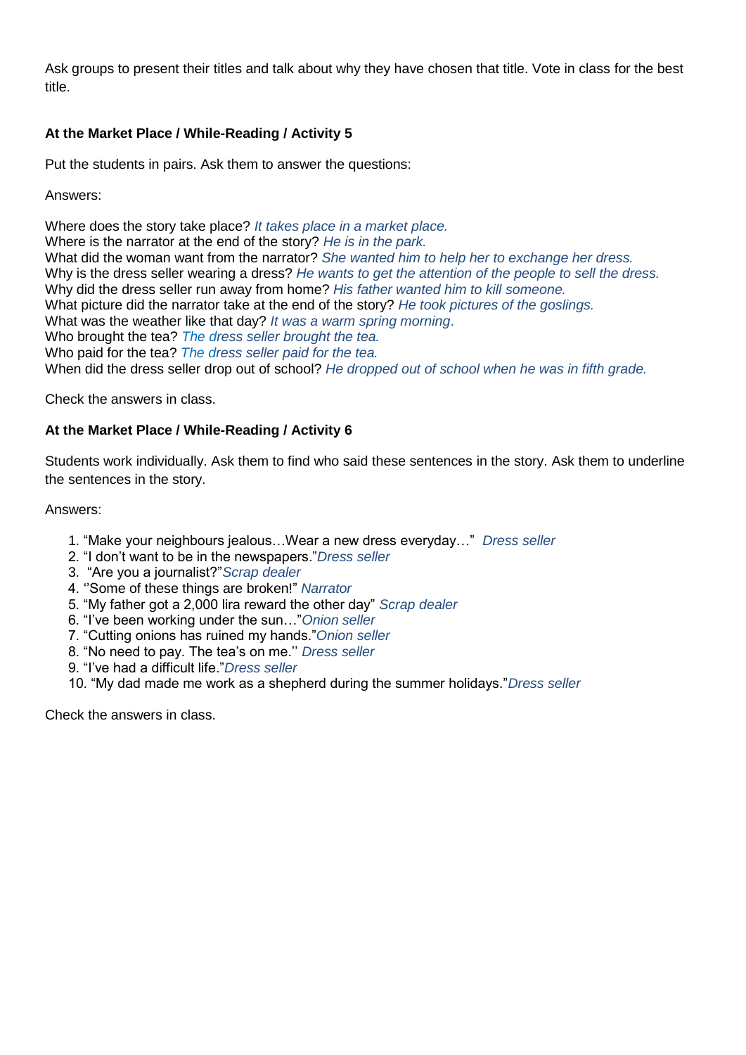Ask groups to present their titles and talk about why they have chosen that title. Vote in class for the best title.

**At the Market Place / While-Reading / Activity 5**

Put the students in pairs. Ask them to answer the questions:

Answers:

Where does the story take place? *It takes place in a market place.*
Where is the narrator at the end of the story? *He is in the park.*
What did the woman want from the narrator? *She wanted him to help her to exchange her dress.*
Why is the dress seller wearing a dress? *He wants to get the attention of the people to sell the dress.*
Why did the dress seller run away from home? *His father wanted him to kill someone.*
What picture did the narrator take at the end of the story? *He took pictures of the goslings.*
What was the weather like that day? *It was a warm spring morning*.
Who brought the tea? *The dress seller brought the tea.*
Who paid for the tea? *The dress seller paid for the tea.*
When did the dress seller drop out of school? *He dropped out of school when he was in fifth grade.*

Check the answers in class.

**At the Market Place / While-Reading / Activity 6**

Students work individually. Ask them to find who said these sentences in the story. Ask them to underline the sentences in the story.

Answers:

1. "Make your neighbours jealous…Wear a new dress everyday…" *Dress seller*
2. "I don't want to be in the newspapers."*Dress seller*
3. "Are you a journalist?"*Scrap dealer*
4. ''Some of these things are broken!" *Narrator*
5. "My father got a 2,000 lira reward the other day" *Scrap dealer*
6. "I've been working under the sun…"*Onion seller*
7. "Cutting onions has ruined my hands."*Onion seller*
8. "No need to pay. The tea's on me.'' *Dress seller*
9. "I've had a difficult life."*Dress seller*
10. "My dad made me work as a shepherd during the summer holidays."*Dress seller*

Check the answers in class.